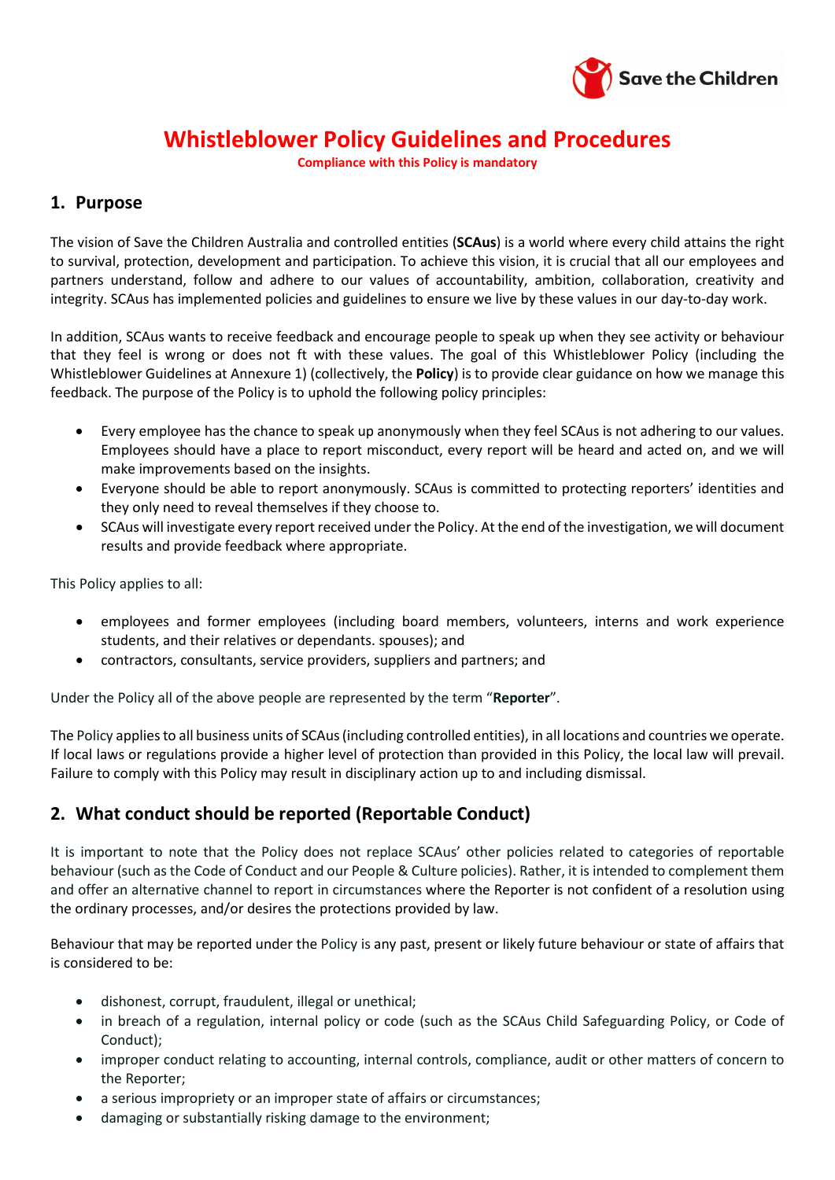# Whistleblower Policy Guidelines and Procedures

**Compliance with this Policy is mandatory**

## 1. Purpose

The vision of Save the Children Australia and controlled entities (**SCAus**) is a world where every child attains the right to survival, protection, development and participation. To achieve this vision, it is crucial that all our employees and partners understand, follow and adhere to our values of accountability, ambition, collaboration, creativity and integrity. SCAus has implemented policies and guidelines to ensure we live by these values in our day-to-day work.

In addition, SCAus wants to receive feedback and encourage people to speak up when they see activity or behaviour that they feel is wrong or does not ft with these values. The goal of this Whistleblower Policy (including the Whistleblower Guidelines at Annexure 1) (collectively, the **Policy**) is to provide clear guidance on how we manage this feedback. The purpose of the Policy is to uphold the following policy principles:

- Every employee has the chance to speak up anonymously when they feel SCAus is not adhering to our values. Employees should have a place to report misconduct, every report will be heard and acted on, and we will make improvements based on the insights.
- Everyone should be able to report anonymously. SCAus is committed to protecting reporters' identities and they only need to reveal themselves if they choose to.
- SCAus will investigate every report received under the Policy. At the end of the investigation, we will document results and provide feedback where appropriate.

This Policy applies to all:

- employees and former employees (including board members, volunteers, interns and work experience students, and their relatives or dependants. spouses); and
- contractors, consultants, service providers, suppliers and partners; and

Under the Policy all of the above people are represented by the term "**Reporter**".

The Policy applies to all business units of SCAus (including controlled entities), in all locations and countries we operate. If local laws or regulations provide a higher level of protection than provided in this Policy, the local law will prevail. Failure to comply with this Policy may result in disciplinary action up to and including dismissal.

## 2. What conduct should be reported (Reportable Conduct)

It is important to note that the Policy does not replace SCAus' other policies related to categories of reportable behaviour (such as the Code of Conduct and our People & Culture policies). Rather, it is intended to complement them and offer an alternative channel to report in circumstances where the Reporter is not confident of a resolution using the ordinary processes, and/or desires the protections provided by law.

Behaviour that may be reported under the Policy is any past, present or likely future behaviour or state of affairs that is considered to be:

- dishonest, corrupt, fraudulent, illegal or unethical;
- in breach of a regulation, internal policy or code (such as the SCAus Child Safeguarding Policy, or Code of Conduct);
- improper conduct relating to accounting, internal controls, compliance, audit or other matters of concern to the Reporter;
- a serious impropriety or an improper state of affairs or circumstances;
- damaging or substantially risking damage to the environment;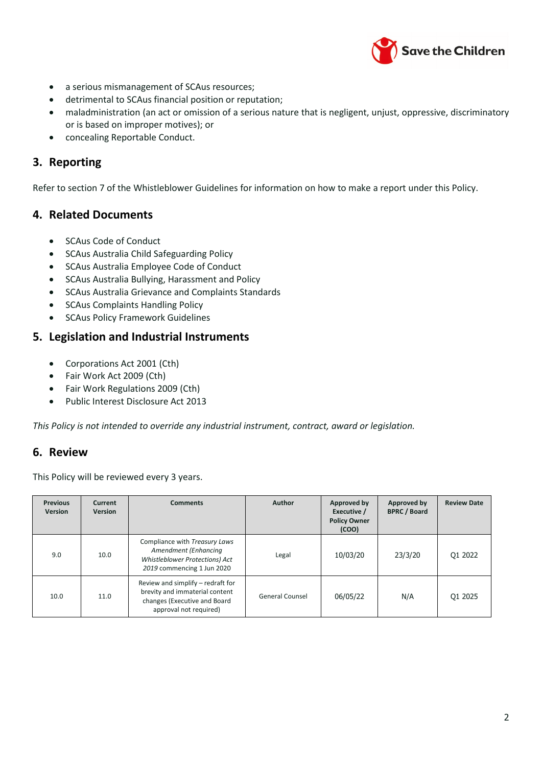- a serious mismanagement of SCAus resources;
- detrimental to SCAus financial position or reputation;
- maladministration (an act or omission of a serious nature that is negligent, unjust, oppressive, discriminatory or is based on improper motives); or
- concealing Reportable Conduct.

## 3. Reporting

Refer to section 7 of the Whistleblower Guidelines for information on how to make a report under this Policy.

## 4. Related Documents

- SCAus Code of Conduct
- SCAus Australia Child Safeguarding Policy
- SCAus Australia Employee Code of Conduct
- SCAus Australia Bullying, Harassment and Policy
- SCAus Australia Grievance and Complaints Standards
- SCAus Complaints Handling Policy
- SCAus Policy Framework Guidelines

## 5. Legislation and Industrial Instruments

- Corporations Act 2001 (Cth)
- Fair Work Act 2009 (Cth)
- Fair Work Regulations 2009 (Cth)
- Public Interest Disclosure Act 2013

*This Policy is not intended to override any industrial instrument, contract, award or legislation.*

## 6. Review

This Policy will be reviewed every 3 years.

| Previous Version | Current Version | Comments | Author | Approved by Executive / Policy Owner (COO) | Approved by BPRC / Board | Review Date |
|---|---|---|---|---|---|---|
| 9.0 | 10.0 | Compliance with *Treasury Laws Amendment (Enhancing Whistleblower Protections) Act 2019* commencing 1 Jun 2020 | Legal | 10/03/20 | 23/3/20 | Q1 2022 |
| 10.0 | 11.0 | Review and simplify – redraft for brevity and immaterial content changes (Executive and Board approval not required) | General Counsel | 06/05/22 | N/A | Q1 2025 |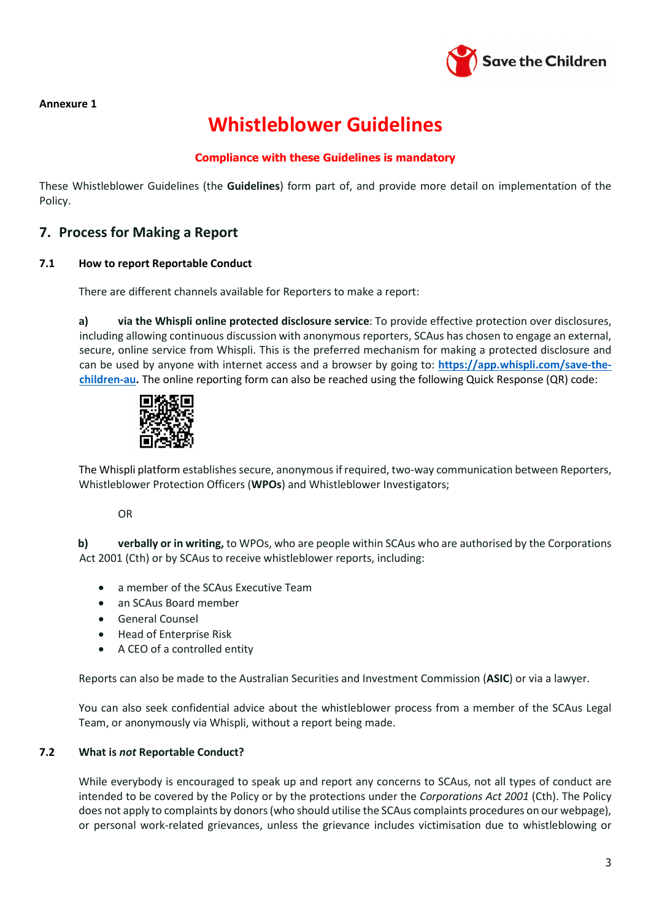**Annexure 1**

# Whistleblower Guidelines

**Compliance with these Guidelines is mandatory**

These Whistleblower Guidelines (the **Guidelines**) form part of, and provide more detail on implementation of the Policy.

## 7. Process for Making a Report

### 7.1 How to report Reportable Conduct

There are different channels available for Reporters to make a report:

**a) via the Whispli online protected disclosure service**: To provide effective protection over disclosures, including allowing continuous discussion with anonymous reporters, SCAus has chosen to engage an external, secure, online service from Whispli. This is the preferred mechanism for making a protected disclosure and can be used by anyone with internet access and a browser by going to: **https://app.whispli.com/save-the-children-au.** The online reporting form can also be reached using the following Quick Response (QR) code:

The Whispli platform establishes secure, anonymous if required, two-way communication between Reporters, Whistleblower Protection Officers (**WPOs**) and Whistleblower Investigators;

OR

**b) verbally or in writing,** to WPOs, who are people within SCAus who are authorised by the Corporations Act 2001 (Cth) or by SCAus to receive whistleblower reports, including:

- a member of the SCAus Executive Team
- an SCAus Board member
- General Counsel
- Head of Enterprise Risk
- A CEO of a controlled entity

Reports can also be made to the Australian Securities and Investment Commission (**ASIC**) or via a lawyer.

You can also seek confidential advice about the whistleblower process from a member of the SCAus Legal Team, or anonymously via Whispli, without a report being made.

### 7.2 What is *not* Reportable Conduct?

While everybody is encouraged to speak up and report any concerns to SCAus, not all types of conduct are intended to be covered by the Policy or by the protections under the *Corporations Act 2001* (Cth). The Policy does not apply to complaints by donors (who should utilise the SCAus complaints procedures on our webpage), or personal work-related grievances, unless the grievance includes victimisation due to whistleblowing or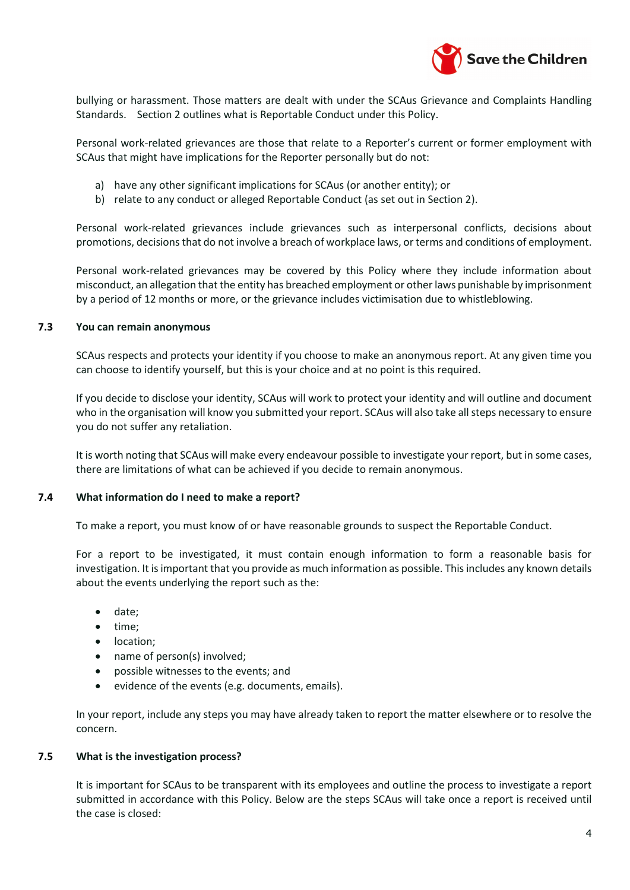bullying or harassment. Those matters are dealt with under the SCAus Grievance and Complaints Handling Standards. Section 2 outlines what is Reportable Conduct under this Policy.

Personal work-related grievances are those that relate to a Reporter's current or former employment with SCAus that might have implications for the Reporter personally but do not:

a) have any other significant implications for SCAus (or another entity); or
b) relate to any conduct or alleged Reportable Conduct (as set out in Section 2).

Personal work-related grievances include grievances such as interpersonal conflicts, decisions about promotions, decisions that do not involve a breach of workplace laws, or terms and conditions of employment.

Personal work-related grievances may be covered by this Policy where they include information about misconduct, an allegation that the entity has breached employment or other laws punishable by imprisonment by a period of 12 months or more, or the grievance includes victimisation due to whistleblowing.

### 7.3 You can remain anonymous

SCAus respects and protects your identity if you choose to make an anonymous report. At any given time you can choose to identify yourself, but this is your choice and at no point is this required.

If you decide to disclose your identity, SCAus will work to protect your identity and will outline and document who in the organisation will know you submitted your report. SCAus will also take all steps necessary to ensure you do not suffer any retaliation.

It is worth noting that SCAus will make every endeavour possible to investigate your report, but in some cases, there are limitations of what can be achieved if you decide to remain anonymous.

### 7.4 What information do I need to make a report?

To make a report, you must know of or have reasonable grounds to suspect the Reportable Conduct.

For a report to be investigated, it must contain enough information to form a reasonable basis for investigation. It is important that you provide as much information as possible. This includes any known details about the events underlying the report such as the:

- date;
- time;
- location;
- name of person(s) involved;
- possible witnesses to the events; and
- evidence of the events (e.g. documents, emails).

In your report, include any steps you may have already taken to report the matter elsewhere or to resolve the concern.

### 7.5 What is the investigation process?

It is important for SCAus to be transparent with its employees and outline the process to investigate a report submitted in accordance with this Policy. Below are the steps SCAus will take once a report is received until the case is closed: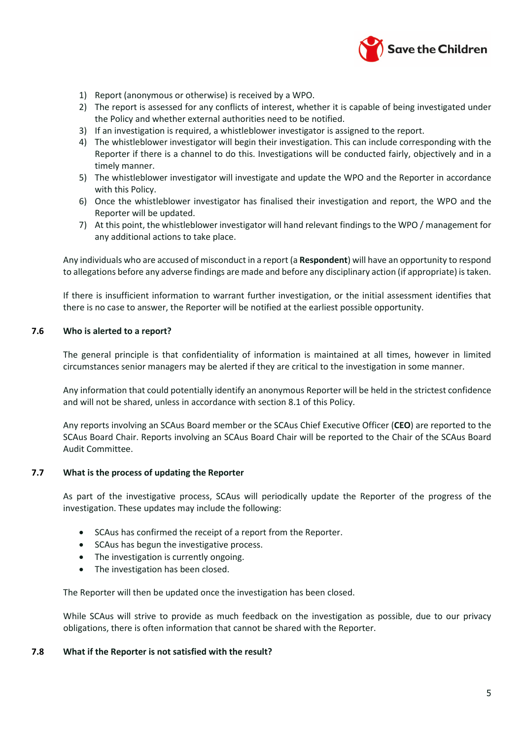1) Report (anonymous or otherwise) is received by a WPO.
2) The report is assessed for any conflicts of interest, whether it is capable of being investigated under the Policy and whether external authorities need to be notified.
3) If an investigation is required, a whistleblower investigator is assigned to the report.
4) The whistleblower investigator will begin their investigation. This can include corresponding with the Reporter if there is a channel to do this. Investigations will be conducted fairly, objectively and in a timely manner.
5) The whistleblower investigator will investigate and update the WPO and the Reporter in accordance with this Policy.
6) Once the whistleblower investigator has finalised their investigation and report, the WPO and the Reporter will be updated.
7) At this point, the whistleblower investigator will hand relevant findings to the WPO / management for any additional actions to take place.

Any individuals who are accused of misconduct in a report (a **Respondent**) will have an opportunity to respond to allegations before any adverse findings are made and before any disciplinary action (if appropriate) is taken.

If there is insufficient information to warrant further investigation, or the initial assessment identifies that there is no case to answer, the Reporter will be notified at the earliest possible opportunity.

### 7.6 Who is alerted to a report?

The general principle is that confidentiality of information is maintained at all times, however in limited circumstances senior managers may be alerted if they are critical to the investigation in some manner.

Any information that could potentially identify an anonymous Reporter will be held in the strictest confidence and will not be shared, unless in accordance with section 8.1 of this Policy.

Any reports involving an SCAus Board member or the SCAus Chief Executive Officer (**CEO**) are reported to the SCAus Board Chair. Reports involving an SCAus Board Chair will be reported to the Chair of the SCAus Board Audit Committee.

### 7.7 What is the process of updating the Reporter

As part of the investigative process, SCAus will periodically update the Reporter of the progress of the investigation. These updates may include the following:

- SCAus has confirmed the receipt of a report from the Reporter.
- SCAus has begun the investigative process.
- The investigation is currently ongoing.
- The investigation has been closed.

The Reporter will then be updated once the investigation has been closed.

While SCAus will strive to provide as much feedback on the investigation as possible, due to our privacy obligations, there is often information that cannot be shared with the Reporter.

### 7.8 What if the Reporter is not satisfied with the result?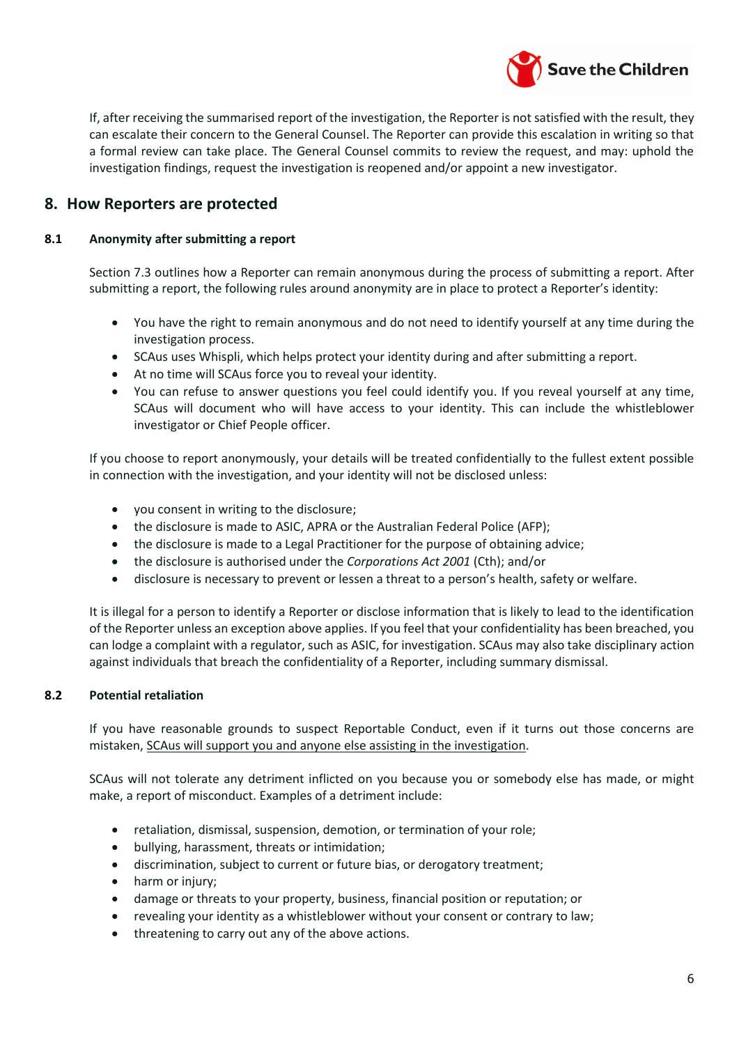If, after receiving the summarised report of the investigation, the Reporter is not satisfied with the result, they can escalate their concern to the General Counsel. The Reporter can provide this escalation in writing so that a formal review can take place. The General Counsel commits to review the request, and may: uphold the investigation findings, request the investigation is reopened and/or appoint a new investigator.

## 8. How Reporters are protected

### 8.1 Anonymity after submitting a report

Section 7.3 outlines how a Reporter can remain anonymous during the process of submitting a report. After submitting a report, the following rules around anonymity are in place to protect a Reporter's identity:

- You have the right to remain anonymous and do not need to identify yourself at any time during the investigation process.
- SCAus uses Whispli, which helps protect your identity during and after submitting a report.
- At no time will SCAus force you to reveal your identity.
- You can refuse to answer questions you feel could identify you. If you reveal yourself at any time, SCAus will document who will have access to your identity. This can include the whistleblower investigator or Chief People officer.

If you choose to report anonymously, your details will be treated confidentially to the fullest extent possible in connection with the investigation, and your identity will not be disclosed unless:

- you consent in writing to the disclosure;
- the disclosure is made to ASIC, APRA or the Australian Federal Police (AFP);
- the disclosure is made to a Legal Practitioner for the purpose of obtaining advice;
- the disclosure is authorised under the *Corporations Act 2001* (Cth); and/or
- disclosure is necessary to prevent or lessen a threat to a person's health, safety or welfare.

It is illegal for a person to identify a Reporter or disclose information that is likely to lead to the identification of the Reporter unless an exception above applies. If you feel that your confidentiality has been breached, you can lodge a complaint with a regulator, such as ASIC, for investigation. SCAus may also take disciplinary action against individuals that breach the confidentiality of a Reporter, including summary dismissal.

### 8.2 Potential retaliation

If you have reasonable grounds to suspect Reportable Conduct, even if it turns out those concerns are mistaken, SCAus will support you and anyone else assisting in the investigation.

SCAus will not tolerate any detriment inflicted on you because you or somebody else has made, or might make, a report of misconduct. Examples of a detriment include:

- retaliation, dismissal, suspension, demotion, or termination of your role;
- bullying, harassment, threats or intimidation;
- discrimination, subject to current or future bias, or derogatory treatment;
- harm or injury;
- damage or threats to your property, business, financial position or reputation; or
- revealing your identity as a whistleblower without your consent or contrary to law;
- threatening to carry out any of the above actions.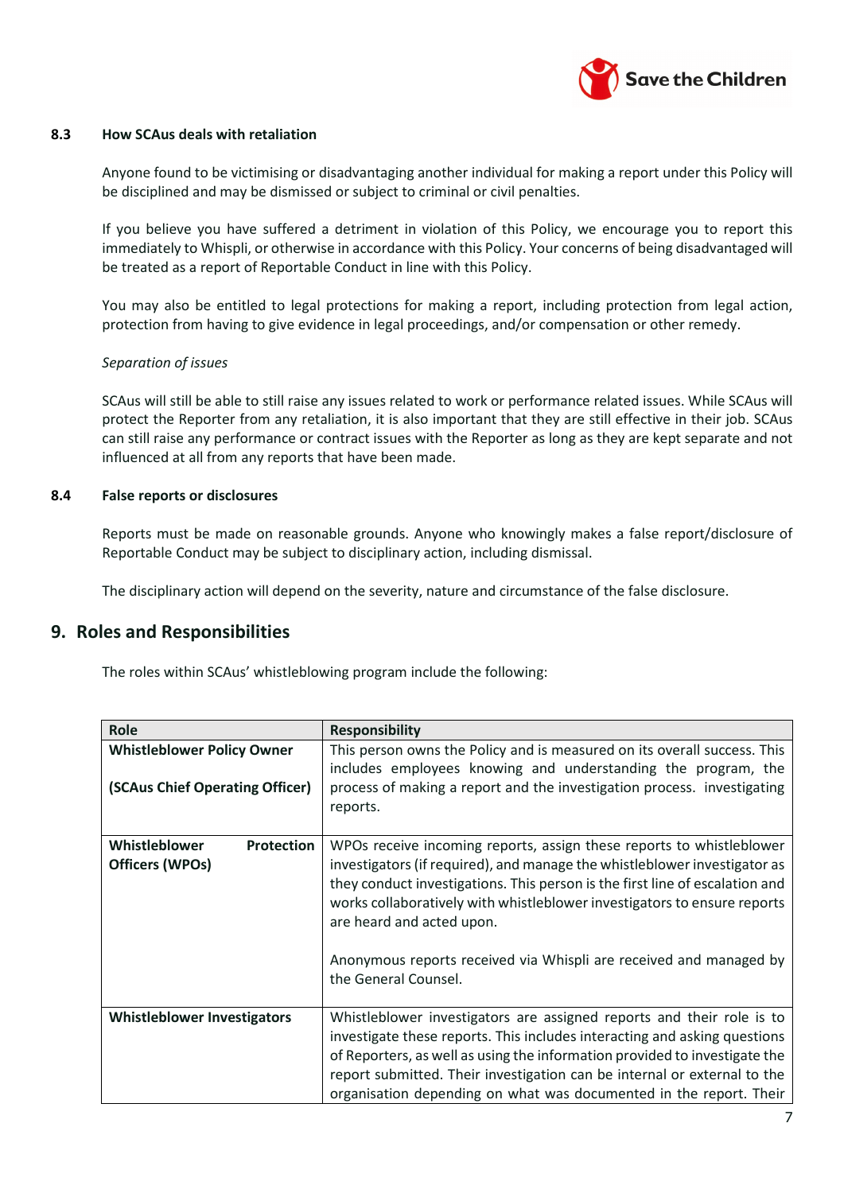### 8.3 How SCAus deals with retaliation

Anyone found to be victimising or disadvantaging another individual for making a report under this Policy will be disciplined and may be dismissed or subject to criminal or civil penalties.

If you believe you have suffered a detriment in violation of this Policy, we encourage you to report this immediately to Whispli, or otherwise in accordance with this Policy. Your concerns of being disadvantaged will be treated as a report of Reportable Conduct in line with this Policy.

You may also be entitled to legal protections for making a report, including protection from legal action, protection from having to give evidence in legal proceedings, and/or compensation or other remedy.

*Separation of issues*

SCAus will still be able to still raise any issues related to work or performance related issues. While SCAus will protect the Reporter from any retaliation, it is also important that they are still effective in their job. SCAus can still raise any performance or contract issues with the Reporter as long as they are kept separate and not influenced at all from any reports that have been made.

### 8.4 False reports or disclosures

Reports must be made on reasonable grounds. Anyone who knowingly makes a false report/disclosure of Reportable Conduct may be subject to disciplinary action, including dismissal.

The disciplinary action will depend on the severity, nature and circumstance of the false disclosure.

## 9. Roles and Responsibilities

The roles within SCAus' whistleblowing program include the following:

| Role | Responsibility |
|---|---|
| **Whistleblower Policy Owner**<br><br>**(SCAus Chief Operating Officer)** | This person owns the Policy and is measured on its overall success. This includes employees knowing and understanding the program, the process of making a report and the investigation process. investigating reports. |
| **Whistleblower Protection Officers (WPOs)** | WPOs receive incoming reports, assign these reports to whistleblower investigators (if required), and manage the whistleblower investigator as they conduct investigations. This person is the first line of escalation and works collaboratively with whistleblower investigators to ensure reports are heard and acted upon.<br><br>Anonymous reports received via Whispli are received and managed by the General Counsel. |
| **Whistleblower Investigators** | Whistleblower investigators are assigned reports and their role is to investigate these reports. This includes interacting and asking questions of Reporters, as well as using the information provided to investigate the report submitted. Their investigation can be internal or external to the organisation depending on what was documented in the report. Their |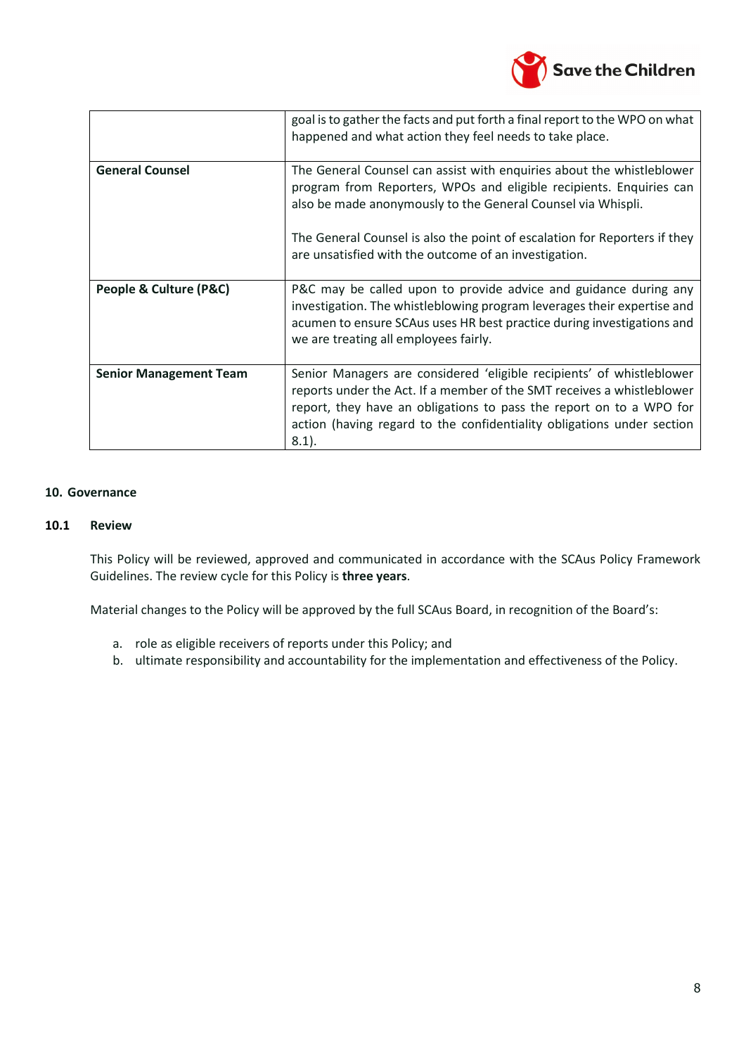| | |
|---|---|
| | goal is to gather the facts and put forth a final report to the WPO on what happened and what action they feel needs to take place. |
| **General Counsel** | The General Counsel can assist with enquiries about the whistleblower program from Reporters, WPOs and eligible recipients. Enquiries can also be made anonymously to the General Counsel via Whispli.<br><br>The General Counsel is also the point of escalation for Reporters if they are unsatisfied with the outcome of an investigation. |
| **People & Culture (P&C)** | P&C may be called upon to provide advice and guidance during any investigation. The whistleblowing program leverages their expertise and acumen to ensure SCAus uses HR best practice during investigations and we are treating all employees fairly. |
| **Senior Management Team** | Senior Managers are considered 'eligible recipients' of whistleblower reports under the Act. If a member of the SMT receives a whistleblower report, they have an obligations to pass the report on to a WPO for action (having regard to the confidentiality obligations under section 8.1). |

## 10. Governance

### 10.1 Review

This Policy will be reviewed, approved and communicated in accordance with the SCAus Policy Framework Guidelines. The review cycle for this Policy is **three years**.

Material changes to the Policy will be approved by the full SCAus Board, in recognition of the Board's:

a. role as eligible receivers of reports under this Policy; and
b. ultimate responsibility and accountability for the implementation and effectiveness of the Policy.